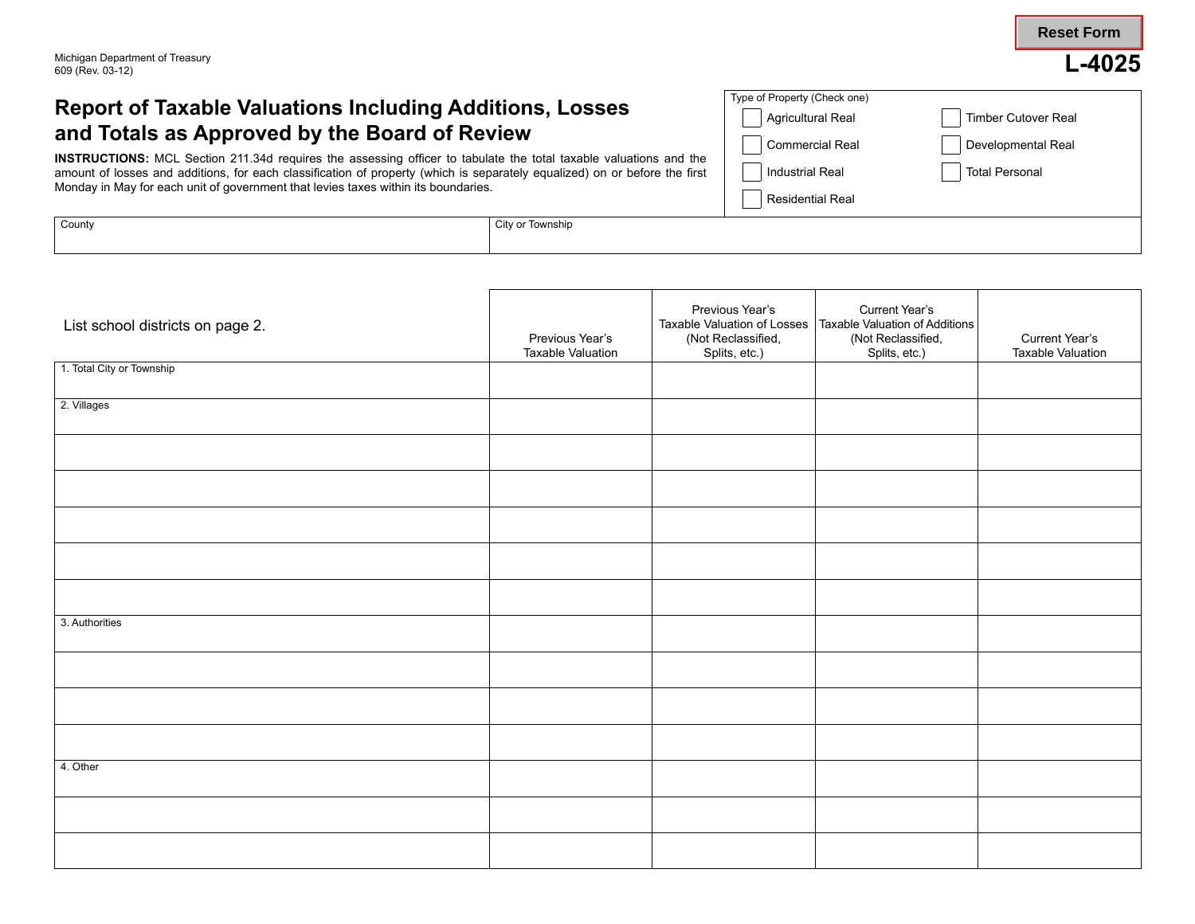Michigan Department of Treasury
609 (Rev. 03-12)

Reset Form

**L-4025**

# Report of Taxable Valuations Including Additions, Losses and Totals as Approved by the Board of Review

**INSTRUCTIONS:** MCL Section 211.34d requires the assessing officer to tabulate the total taxable valuations and the amount of losses and additions, for each classification of property (which is separately equalized) on or before the first Monday in May for each unit of government that levies taxes within its boundaries.

Type of Property (Check one)

- ☐ Agricultural Real
- ☐ Commercial Real
- ☐ Industrial Real
- ☐ Residential Real
- ☐ Timber Cutover Real
- ☐ Developmental Real
- ☐ Total Personal

| County | City or Township |
|---|---|
| | |

| List school districts on page 2. | Previous Year's Taxable Valuation | Previous Year's Taxable Valuation of Losses (Not Reclassified, Splits, etc.) | Current Year's Taxable Valuation of Additions (Not Reclassified, Splits, etc.) | Current Year's Taxable Valuation |
|---|---|---|---|---|
| 1. Total City or Township | | | | |
| 2. Villages | | | | |
| | | | | |
| | | | | |
| | | | | |
| | | | | |
| | | | | |
| 3. Authorities | | | | |
| | | | | |
| | | | | |
| | | | | |
| 4. Other | | | | |
| | | | | |
| | | | | |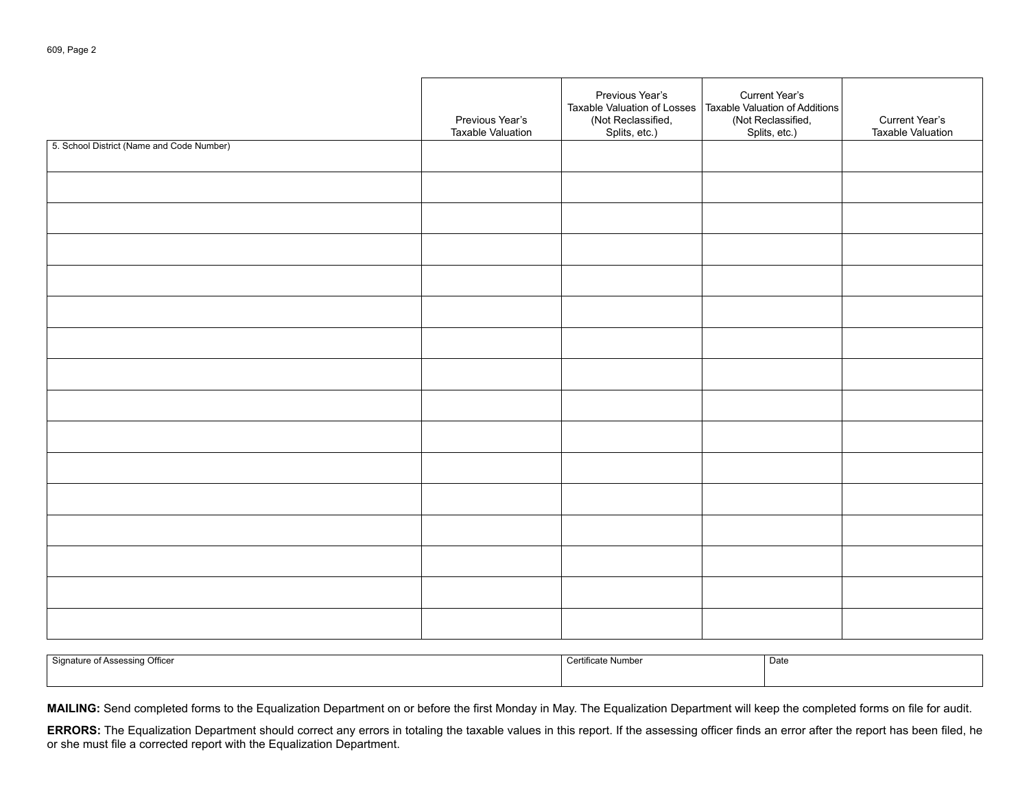| 5. School District (Name and Code Number) | Previous Year's Taxable Valuation | Previous Year's Taxable Valuation of Losses (Not Reclassified, Splits, etc.) | Current Year's Taxable Valuation of Additions (Not Reclassified, Splits, etc.) | Current Year's Taxable Valuation |
|---|---|---|---|---|
| | | | | |
| | | | | |
| | | | | |
| | | | | |
| | | | | |
| | | | | |
| | | | | |
| | | | | |
| | | | | |
| | | | | |
| | | | | |
| | | | | |
| | | | | |
| | | | | |
| | | | | |
| | | | | |

| Signature of Assessing Officer | Certificate Number | Date |
|---|---|---|
| | | |

**MAILING:** Send completed forms to the Equalization Department on or before the first Monday in May. The Equalization Department will keep the completed forms on file for audit.

**ERRORS:** The Equalization Department should correct any errors in totaling the taxable values in this report. If the assessing officer finds an error after the report has been filed, he or she must file a corrected report with the Equalization Department.